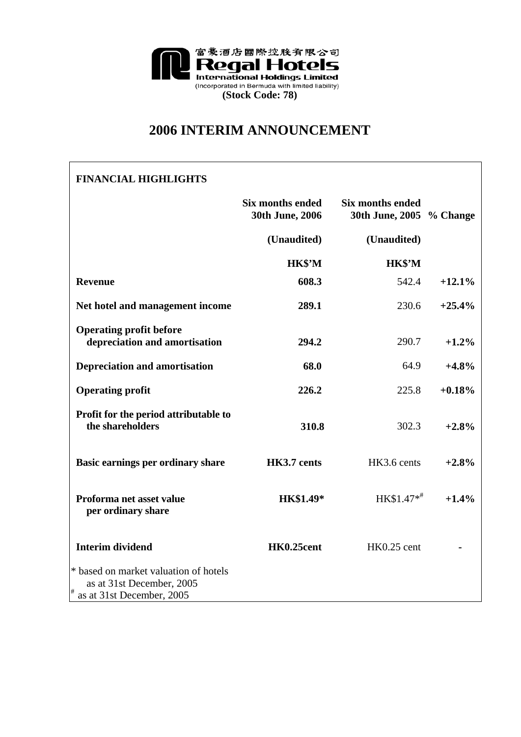富豪酒店國際控股有限公司

**Regal Hotels International Holdings Limited**

(Incorporated in Bermuda with limited liability)

**(Stock Code: 78)**

# 2006 INTERIM ANNOUNCEMENT

## FINANCIAL HIGHLIGHTS

| | Six months ended 30th June, 2006 | Six months ended 30th June, 2005 | % Change |
|---|---|---|---|
| | (Unaudited) | (Unaudited) | |
| | HK$'M | HK$'M | |
| **Revenue** | **608.3** | 542.4 | **+12.1%** |
| **Net hotel and management income** | **289.1** | 230.6 | **+25.4%** |
| **Operating profit before depreciation and amortisation** | **294.2** | 290.7 | **+1.2%** |
| **Depreciation and amortisation** | **68.0** | 64.9 | **+4.8%** |
| **Operating profit** | **226.2** | 225.8 | **+0.18%** |
| **Profit for the period attributable to the shareholders** | **310.8** | 302.3 | **+2.8%** |
| **Basic earnings per ordinary share** | **HK3.7 cents** | HK3.6 cents | **+2.8%** |
| **Proforma net asset value per ordinary share** | **HK$1.49*** | HK$1.47*# | **+1.4%** |
| **Interim dividend** | **HK0.25cent** | HK0.25 cent | - |

\* based on market valuation of hotels as at 31st December, 2005

\# as at 31st December, 2005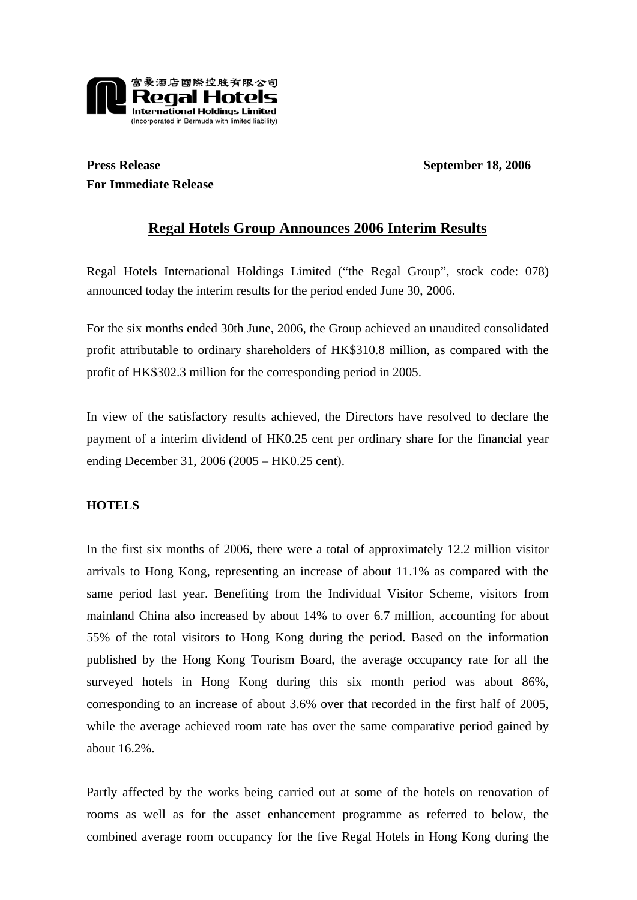富豪酒店國際控股有限公司
**Regal Hotels**
**International Holdings Limited**
(Incorporated in Bermuda with limited liability)

**Press Release** **September 18, 2006**
**For Immediate Release**

## Regal Hotels Group Announces 2006 Interim Results

Regal Hotels International Holdings Limited ("the Regal Group", stock code: 078) announced today the interim results for the period ended June 30, 2006.

For the six months ended 30th June, 2006, the Group achieved an unaudited consolidated profit attributable to ordinary shareholders of HK$310.8 million, as compared with the profit of HK$302.3 million for the corresponding period in 2005.

In view of the satisfactory results achieved, the Directors have resolved to declare the payment of a interim dividend of HK0.25 cent per ordinary share for the financial year ending December 31, 2006 (2005 – HK0.25 cent).

**HOTELS**

In the first six months of 2006, there were a total of approximately 12.2 million visitor arrivals to Hong Kong, representing an increase of about 11.1% as compared with the same period last year. Benefiting from the Individual Visitor Scheme, visitors from mainland China also increased by about 14% to over 6.7 million, accounting for about 55% of the total visitors to Hong Kong during the period. Based on the information published by the Hong Kong Tourism Board, the average occupancy rate for all the surveyed hotels in Hong Kong during this six month period was about 86%, corresponding to an increase of about 3.6% over that recorded in the first half of 2005, while the average achieved room rate has over the same comparative period gained by about 16.2%.

Partly affected by the works being carried out at some of the hotels on renovation of rooms as well as for the asset enhancement programme as referred to below, the combined average room occupancy for the five Regal Hotels in Hong Kong during the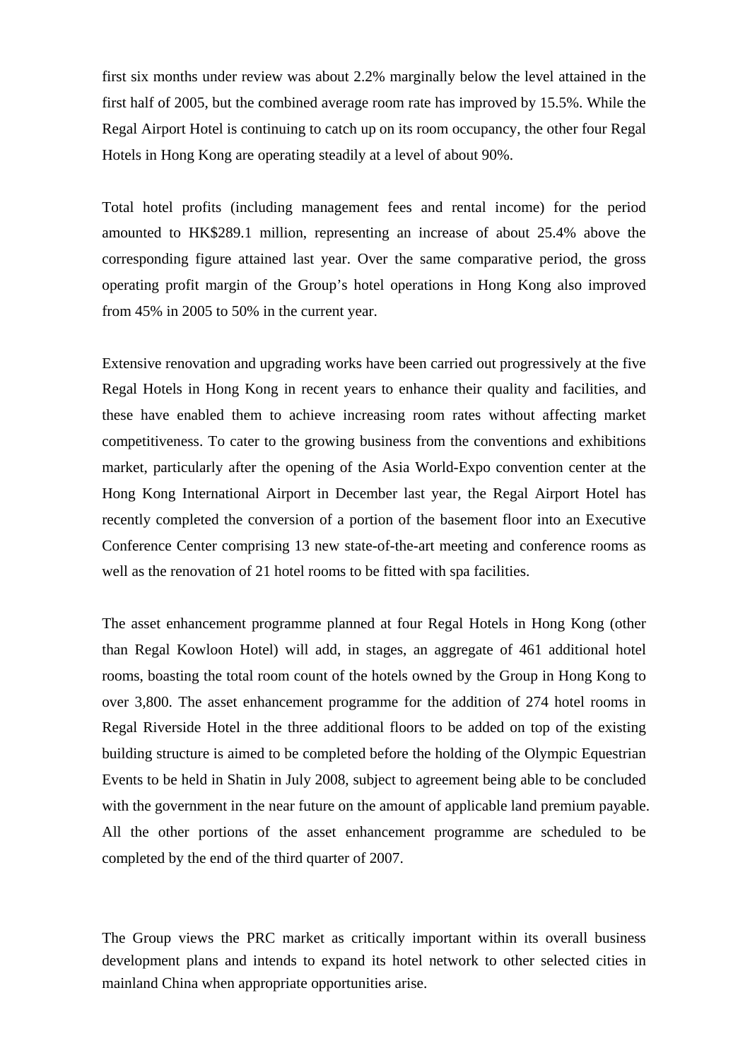first six months under review was about 2.2% marginally below the level attained in the first half of 2005, but the combined average room rate has improved by 15.5%. While the Regal Airport Hotel is continuing to catch up on its room occupancy, the other four Regal Hotels in Hong Kong are operating steadily at a level of about 90%.

Total hotel profits (including management fees and rental income) for the period amounted to HK$289.1 million, representing an increase of about 25.4% above the corresponding figure attained last year. Over the same comparative period, the gross operating profit margin of the Group's hotel operations in Hong Kong also improved from 45% in 2005 to 50% in the current year.

Extensive renovation and upgrading works have been carried out progressively at the five Regal Hotels in Hong Kong in recent years to enhance their quality and facilities, and these have enabled them to achieve increasing room rates without affecting market competitiveness. To cater to the growing business from the conventions and exhibitions market, particularly after the opening of the Asia World-Expo convention center at the Hong Kong International Airport in December last year, the Regal Airport Hotel has recently completed the conversion of a portion of the basement floor into an Executive Conference Center comprising 13 new state-of-the-art meeting and conference rooms as well as the renovation of 21 hotel rooms to be fitted with spa facilities.

The asset enhancement programme planned at four Regal Hotels in Hong Kong (other than Regal Kowloon Hotel) will add, in stages, an aggregate of 461 additional hotel rooms, boasting the total room count of the hotels owned by the Group in Hong Kong to over 3,800. The asset enhancement programme for the addition of 274 hotel rooms in Regal Riverside Hotel in the three additional floors to be added on top of the existing building structure is aimed to be completed before the holding of the Olympic Equestrian Events to be held in Shatin in July 2008, subject to agreement being able to be concluded with the government in the near future on the amount of applicable land premium payable. All the other portions of the asset enhancement programme are scheduled to be completed by the end of the third quarter of 2007.

The Group views the PRC market as critically important within its overall business development plans and intends to expand its hotel network to other selected cities in mainland China when appropriate opportunities arise.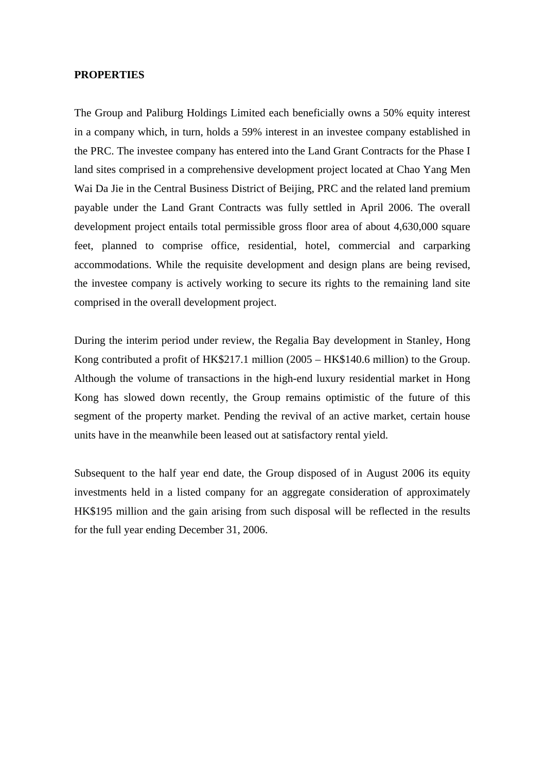**PROPERTIES**

The Group and Paliburg Holdings Limited each beneficially owns a 50% equity interest in a company which, in turn, holds a 59% interest in an investee company established in the PRC. The investee company has entered into the Land Grant Contracts for the Phase I land sites comprised in a comprehensive development project located at Chao Yang Men Wai Da Jie in the Central Business District of Beijing, PRC and the related land premium payable under the Land Grant Contracts was fully settled in April 2006. The overall development project entails total permissible gross floor area of about 4,630,000 square feet, planned to comprise office, residential, hotel, commercial and carparking accommodations. While the requisite development and design plans are being revised, the investee company is actively working to secure its rights to the remaining land site comprised in the overall development project.

During the interim period under review, the Regalia Bay development in Stanley, Hong Kong contributed a profit of HK$217.1 million (2005 – HK$140.6 million) to the Group. Although the volume of transactions in the high-end luxury residential market in Hong Kong has slowed down recently, the Group remains optimistic of the future of this segment of the property market. Pending the revival of an active market, certain house units have in the meanwhile been leased out at satisfactory rental yield.

Subsequent to the half year end date, the Group disposed of in August 2006 its equity investments held in a listed company for an aggregate consideration of approximately HK$195 million and the gain arising from such disposal will be reflected in the results for the full year ending December 31, 2006.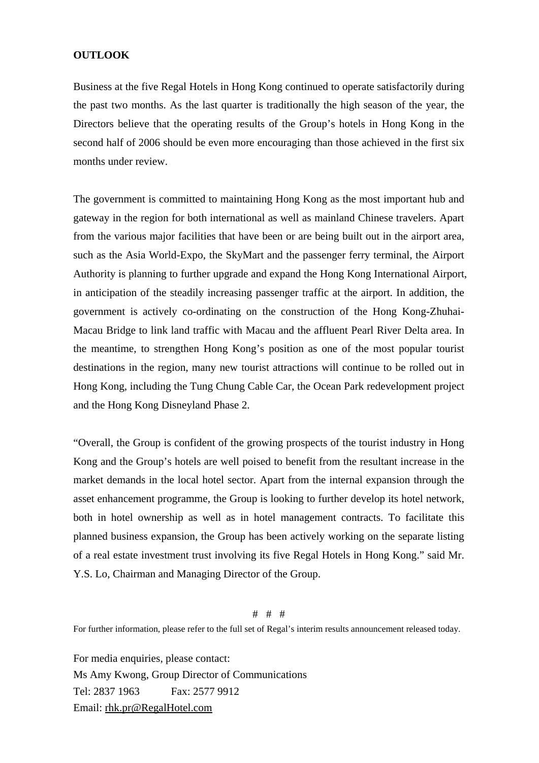**OUTLOOK**

Business at the five Regal Hotels in Hong Kong continued to operate satisfactorily during the past two months. As the last quarter is traditionally the high season of the year, the Directors believe that the operating results of the Group's hotels in Hong Kong in the second half of 2006 should be even more encouraging than those achieved in the first six months under review.

The government is committed to maintaining Hong Kong as the most important hub and gateway in the region for both international as well as mainland Chinese travelers. Apart from the various major facilities that have been or are being built out in the airport area, such as the Asia World-Expo, the SkyMart and the passenger ferry terminal, the Airport Authority is planning to further upgrade and expand the Hong Kong International Airport, in anticipation of the steadily increasing passenger traffic at the airport. In addition, the government is actively co-ordinating on the construction of the Hong Kong-Zhuhai-Macau Bridge to link land traffic with Macau and the affluent Pearl River Delta area. In the meantime, to strengthen Hong Kong's position as one of the most popular tourist destinations in the region, many new tourist attractions will continue to be rolled out in Hong Kong, including the Tung Chung Cable Car, the Ocean Park redevelopment project and the Hong Kong Disneyland Phase 2.

"Overall, the Group is confident of the growing prospects of the tourist industry in Hong Kong and the Group's hotels are well poised to benefit from the resultant increase in the market demands in the local hotel sector. Apart from the internal expansion through the asset enhancement programme, the Group is looking to further develop its hotel network, both in hotel ownership as well as in hotel management contracts. To facilitate this planned business expansion, the Group has been actively working on the separate listing of a real estate investment trust involving its five Regal Hotels in Hong Kong." said Mr. Y.S. Lo, Chairman and Managing Director of the Group.

# # #

For further information, please refer to the full set of Regal's interim results announcement released today.

For media enquiries, please contact:
Ms Amy Kwong, Group Director of Communications
Tel: 2837 1963 Fax: 2577 9912
Email: rhk.pr@RegalHotel.com